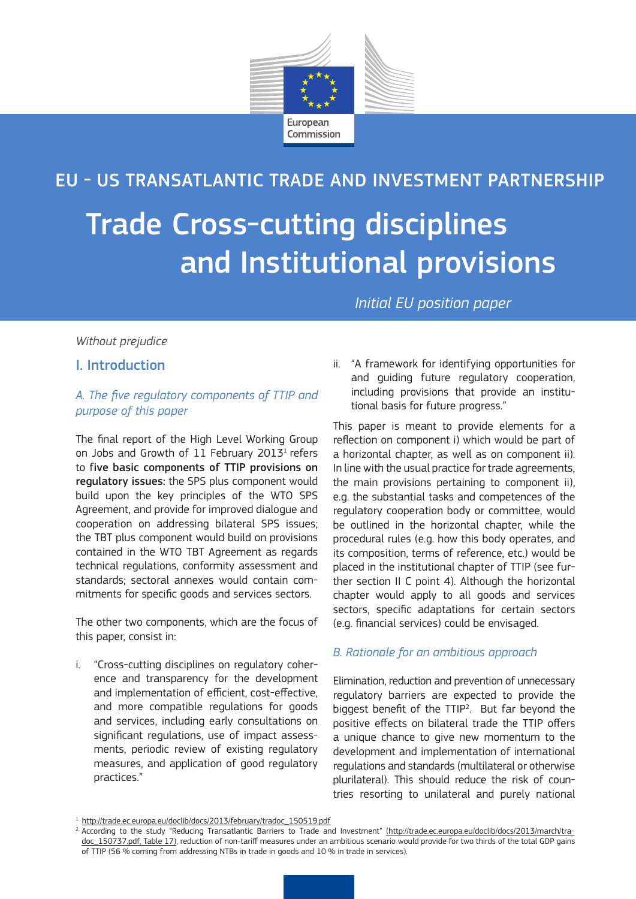European Commission

EU - US TRANSATLANTIC TRADE AND INVESTMENT PARTNERSHIP

# Trade Cross-cutting disciplines and Institutional provisions

*Initial EU position paper*

*Without prejudice*

## I. Introduction

### *A. The five regulatory components of TTIP and purpose of this paper*

The final report of the High Level Working Group on Jobs and Growth of 11 February 2013[1] refers to **five basic components of TTIP provisions on regulatory issues:** the SPS plus component would build upon the key principles of the WTO SPS Agreement, and provide for improved dialogue and cooperation on addressing bilateral SPS issues; the TBT plus component would build on provisions contained in the WTO TBT Agreement as regards technical regulations, conformity assessment and standards; sectoral annexes would contain commitments for specific goods and services sectors.

The other two components, which are the focus of this paper, consist in:

i. "Cross-cutting disciplines on regulatory coherence and transparency for the development and implementation of efficient, cost-effective, and more compatible regulations for goods and services, including early consultations on significant regulations, use of impact assessments, periodic review of existing regulatory measures, and application of good regulatory practices."

ii. "A framework for identifying opportunities for and guiding future regulatory cooperation, including provisions that provide an institutional basis for future progress."

This paper is meant to provide elements for a reflection on component i) which would be part of a horizontal chapter, as well as on component ii). In line with the usual practice for trade agreements, the main provisions pertaining to component ii), e.g. the substantial tasks and competences of the regulatory cooperation body or committee, would be outlined in the horizontal chapter, while the procedural rules (e.g. how this body operates, and its composition, terms of reference, etc.) would be placed in the institutional chapter of TTIP (see further section II C point 4). Although the horizontal chapter would apply to all goods and services sectors, specific adaptations for certain sectors (e.g. financial services) could be envisaged.

### *B. Rationale for an ambitious approach*

Elimination, reduction and prevention of unnecessary regulatory barriers are expected to provide the biggest benefit of the TTIP[2]. But far beyond the positive effects on bilateral trade the TTIP offers a unique chance to give new momentum to the development and implementation of international regulations and standards (multilateral or otherwise plurilateral). This should reduce the risk of countries resorting to unilateral and purely national

---

[1] http://trade.ec.europa.eu/doclib/docs/2013/february/tradoc_150519.pdf

[2] According to the study "Reducing Transatlantic Barriers to Trade and Investment" (http://trade.ec.europa.eu/doclib/docs/2013/march/tradoc_150737.pdf, Table 17), reduction of non-tariff measures under an ambitious scenario would provide for two thirds of the total GDP gains of TTIP (56 % coming from addressing NTBs in trade in goods and 10 % in trade in services).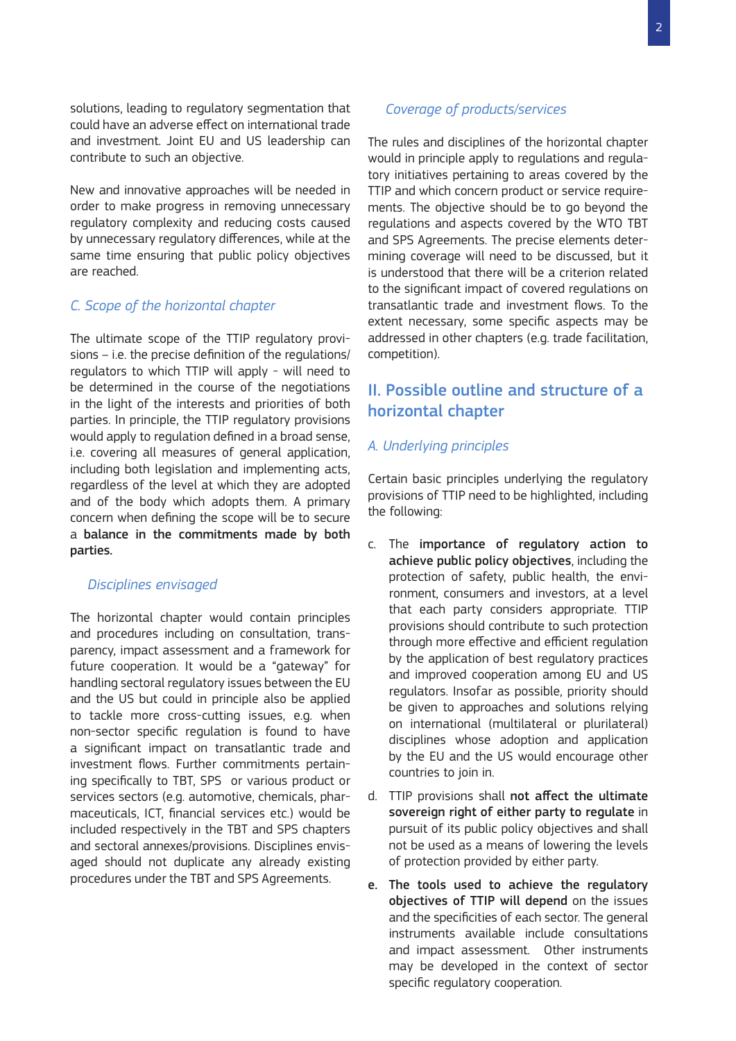solutions, leading to regulatory segmentation that could have an adverse effect on international trade and investment. Joint EU and US leadership can contribute to such an objective.

New and innovative approaches will be needed in order to make progress in removing unnecessary regulatory complexity and reducing costs caused by unnecessary regulatory differences, while at the same time ensuring that public policy objectives are reached.

### *C. Scope of the horizontal chapter*

The ultimate scope of the TTIP regulatory provisions – i.e. the precise definition of the regulations/regulators to which TTIP will apply - will need to be determined in the course of the negotiations in the light of the interests and priorities of both parties. In principle, the TTIP regulatory provisions would apply to regulation defined in a broad sense, i.e. covering all measures of general application, including both legislation and implementing acts, regardless of the level at which they are adopted and of the body which adopts them. A primary concern when defining the scope will be to secure a **balance in the commitments made by both parties.**

#### *Disciplines envisaged*

The horizontal chapter would contain principles and procedures including on consultation, transparency, impact assessment and a framework for future cooperation. It would be a "gateway" for handling sectoral regulatory issues between the EU and the US but could in principle also be applied to tackle more cross-cutting issues, e.g. when non-sector specific regulation is found to have a significant impact on transatlantic trade and investment flows. Further commitments pertaining specifically to TBT, SPS or various product or services sectors (e.g. automotive, chemicals, pharmaceuticals, ICT, financial services etc.) would be included respectively in the TBT and SPS chapters and sectoral annexes/provisions. Disciplines envisaged should not duplicate any already existing procedures under the TBT and SPS Agreements.

#### *Coverage of products/services*

The rules and disciplines of the horizontal chapter would in principle apply to regulations and regulatory initiatives pertaining to areas covered by the TTIP and which concern product or service requirements. The objective should be to go beyond the regulations and aspects covered by the WTO TBT and SPS Agreements. The precise elements determining coverage will need to be discussed, but it is understood that there will be a criterion related to the significant impact of covered regulations on transatlantic trade and investment flows. To the extent necessary, some specific aspects may be addressed in other chapters (e.g. trade facilitation, competition).

## II. Possible outline and structure of a horizontal chapter

### *A. Underlying principles*

Certain basic principles underlying the regulatory provisions of TTIP need to be highlighted, including the following:

c. The **importance of regulatory action to achieve public policy objectives**, including the protection of safety, public health, the environment, consumers and investors, at a level that each party considers appropriate. TTIP provisions should contribute to such protection through more effective and efficient regulation by the application of best regulatory practices and improved cooperation among EU and US regulators. Insofar as possible, priority should be given to approaches and solutions relying on international (multilateral or plurilateral) disciplines whose adoption and application by the EU and the US would encourage other countries to join in.

d. TTIP provisions shall **not affect the ultimate sovereign right of either party to regulate** in pursuit of its public policy objectives and shall not be used as a means of lowering the levels of protection provided by either party.

**e. The tools used to achieve the regulatory objectives of TTIP will depend** on the issues and the specificities of each sector. The general instruments available include consultations and impact assessment. Other instruments may be developed in the context of sector specific regulatory cooperation.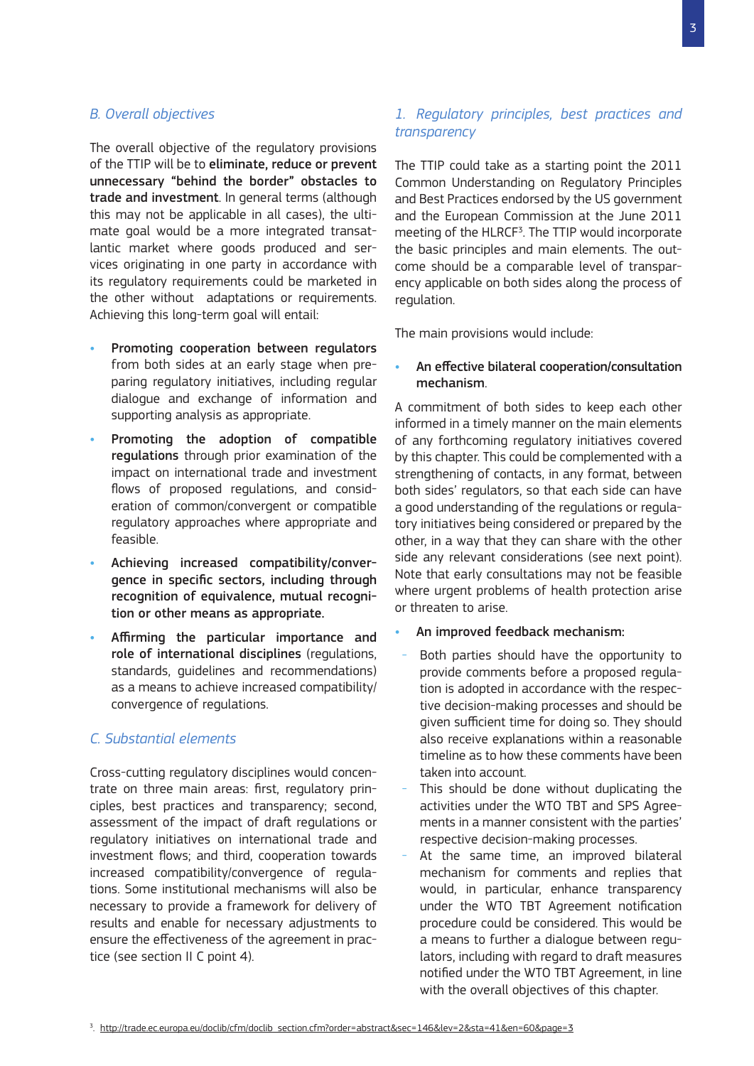### *B. Overall objectives*

The overall objective of the regulatory provisions of the TTIP will be to **eliminate, reduce or prevent unnecessary "behind the border" obstacles to trade and investment**. In general terms (although this may not be applicable in all cases), the ultimate goal would be a more integrated transatlantic market where goods produced and services originating in one party in accordance with its regulatory requirements could be marketed in the other without adaptations or requirements. Achieving this long-term goal will entail:

- **Promoting cooperation between regulators** from both sides at an early stage when preparing regulatory initiatives, including regular dialogue and exchange of information and supporting analysis as appropriate.
- **Promoting the adoption of compatible regulations** through prior examination of the impact on international trade and investment flows of proposed regulations, and consideration of common/convergent or compatible regulatory approaches where appropriate and feasible.
- **Achieving increased compatibility/convergence in specific sectors, including through recognition of equivalence, mutual recognition or other means as appropriate.**
- **Affirming the particular importance and role of international disciplines** (regulations, standards, guidelines and recommendations) as a means to achieve increased compatibility/convergence of regulations.

### *C. Substantial elements*

Cross-cutting regulatory disciplines would concentrate on three main areas: first, regulatory principles, best practices and transparency; second, assessment of the impact of draft regulations or regulatory initiatives on international trade and investment flows; and third, cooperation towards increased compatibility/convergence of regulations. Some institutional mechanisms will also be necessary to provide a framework for delivery of results and enable for necessary adjustments to ensure the effectiveness of the agreement in practice (see section II C point 4).

#### *1. Regulatory principles, best practices and transparency*

The TTIP could take as a starting point the 2011 Common Understanding on Regulatory Principles and Best Practices endorsed by the US government and the European Commission at the June 2011 meeting of the HLRCF[3]. The TTIP would incorporate the basic principles and main elements. The outcome should be a comparable level of transparency applicable on both sides along the process of regulation.

The main provisions would include:

- **An effective bilateral cooperation/consultation mechanism**.

A commitment of both sides to keep each other informed in a timely manner on the main elements of any forthcoming regulatory initiatives covered by this chapter. This could be complemented with a strengthening of contacts, in any format, between both sides' regulators, so that each side can have a good understanding of the regulations or regulatory initiatives being considered or prepared by the other, in a way that they can share with the other side any relevant considerations (see next point). Note that early consultations may not be feasible where urgent problems of health protection arise or threaten to arise.

- **An improved feedback mechanism:**
  - Both parties should have the opportunity to provide comments before a proposed regulation is adopted in accordance with the respective decision-making processes and should be given sufficient time for doing so. They should also receive explanations within a reasonable timeline as to how these comments have been taken into account.
  - This should be done without duplicating the activities under the WTO TBT and SPS Agreements in a manner consistent with the parties' respective decision-making processes.
  - At the same time, an improved bilateral mechanism for comments and replies that would, in particular, enhance transparency under the WTO TBT Agreement notification procedure could be considered. This would be a means to further a dialogue between regulators, including with regard to draft measures notified under the WTO TBT Agreement, in line with the overall objectives of this chapter.

[3]. http://trade.ec.europa.eu/doclib/cfm/doclib_section.cfm?order=abstract&sec=146&lev=2&sta=41&en=60&page=3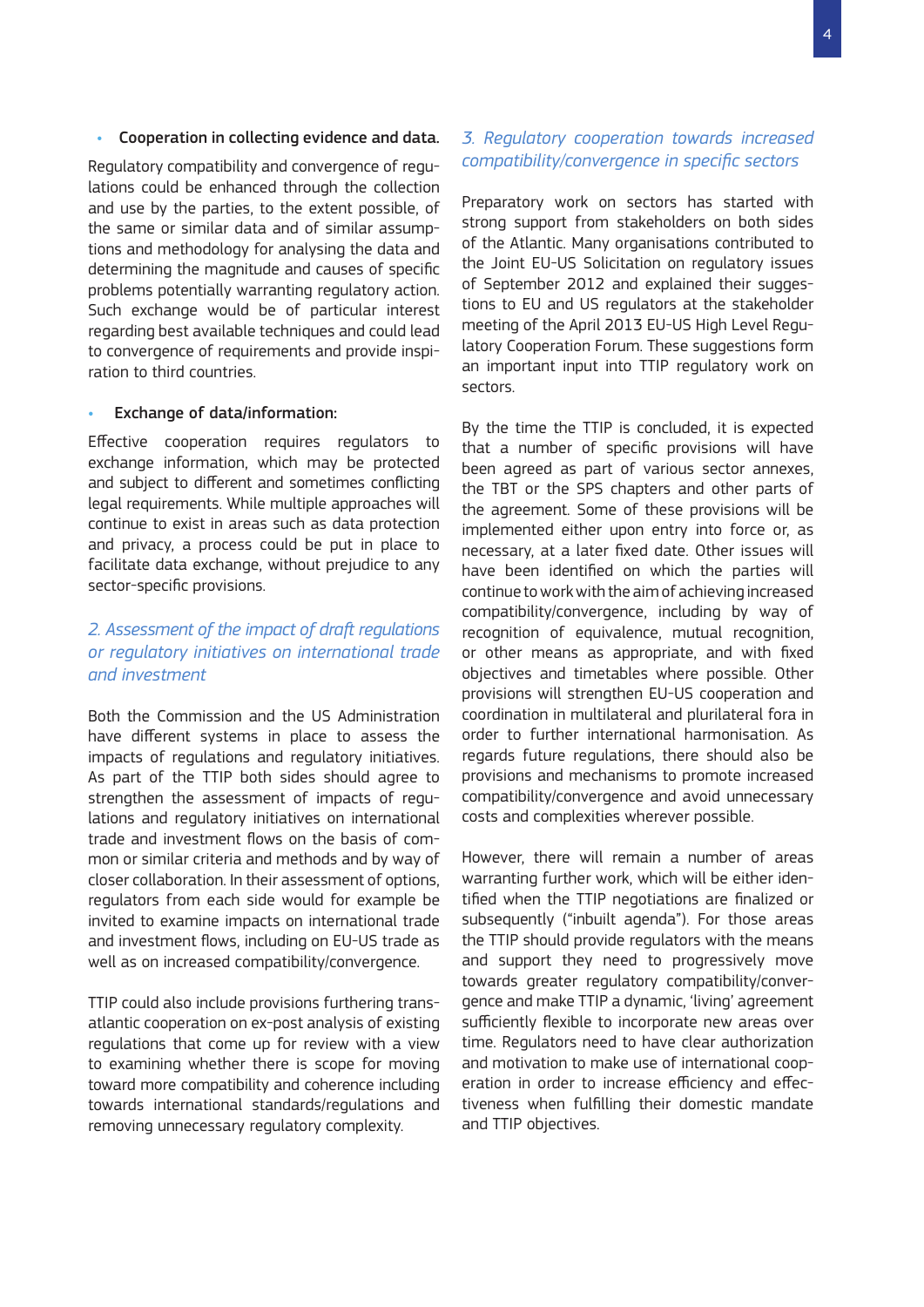- **Cooperation in collecting evidence and data.**

Regulatory compatibility and convergence of regulations could be enhanced through the collection and use by the parties, to the extent possible, of the same or similar data and of similar assumptions and methodology for analysing the data and determining the magnitude and causes of specific problems potentially warranting regulatory action. Such exchange would be of particular interest regarding best available techniques and could lead to convergence of requirements and provide inspiration to third countries.

- **Exchange of data/information:**

Effective cooperation requires regulators to exchange information, which may be protected and subject to different and sometimes conflicting legal requirements. While multiple approaches will continue to exist in areas such as data protection and privacy, a process could be put in place to facilitate data exchange, without prejudice to any sector-specific provisions.

## *2. Assessment of the impact of draft regulations or regulatory initiatives on international trade and investment*

Both the Commission and the US Administration have different systems in place to assess the impacts of regulations and regulatory initiatives. As part of the TTIP both sides should agree to strengthen the assessment of impacts of regulations and regulatory initiatives on international trade and investment flows on the basis of common or similar criteria and methods and by way of closer collaboration. In their assessment of options, regulators from each side would for example be invited to examine impacts on international trade and investment flows, including on EU-US trade as well as on increased compatibility/convergence.

TTIP could also include provisions furthering transatlantic cooperation on ex-post analysis of existing regulations that come up for review with a view to examining whether there is scope for moving toward more compatibility and coherence including towards international standards/regulations and removing unnecessary regulatory complexity.

## *3. Regulatory cooperation towards increased compatibility/convergence in specific sectors*

Preparatory work on sectors has started with strong support from stakeholders on both sides of the Atlantic. Many organisations contributed to the Joint EU-US Solicitation on regulatory issues of September 2012 and explained their suggestions to EU and US regulators at the stakeholder meeting of the April 2013 EU-US High Level Regulatory Cooperation Forum. These suggestions form an important input into TTIP regulatory work on sectors.

By the time the TTIP is concluded, it is expected that a number of specific provisions will have been agreed as part of various sector annexes, the TBT or the SPS chapters and other parts of the agreement. Some of these provisions will be implemented either upon entry into force or, as necessary, at a later fixed date. Other issues will have been identified on which the parties will continue to work with the aim of achieving increased compatibility/convergence, including by way of recognition of equivalence, mutual recognition, or other means as appropriate, and with fixed objectives and timetables where possible. Other provisions will strengthen EU-US cooperation and coordination in multilateral and plurilateral fora in order to further international harmonisation. As regards future regulations, there should also be provisions and mechanisms to promote increased compatibility/convergence and avoid unnecessary costs and complexities wherever possible.

However, there will remain a number of areas warranting further work, which will be either identified when the TTIP negotiations are finalized or subsequently ("inbuilt agenda"). For those areas the TTIP should provide regulators with the means and support they need to progressively move towards greater regulatory compatibility/convergence and make TTIP a dynamic, 'living' agreement sufficiently flexible to incorporate new areas over time. Regulators need to have clear authorization and motivation to make use of international cooperation in order to increase efficiency and effectiveness when fulfilling their domestic mandate and TTIP objectives.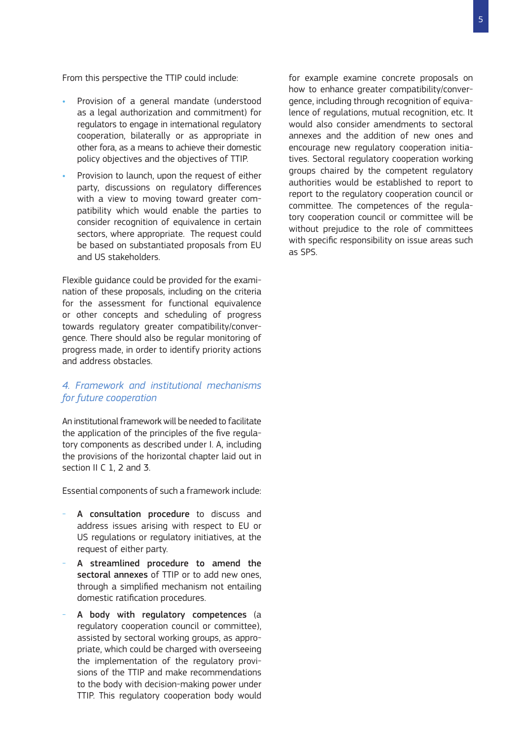From this perspective the TTIP could include:

- Provision of a general mandate (understood as a legal authorization and commitment) for regulators to engage in international regulatory cooperation, bilaterally or as appropriate in other fora, as a means to achieve their domestic policy objectives and the objectives of TTIP.
- Provision to launch, upon the request of either party, discussions on regulatory differences with a view to moving toward greater compatibility which would enable the parties to consider recognition of equivalence in certain sectors, where appropriate. The request could be based on substantiated proposals from EU and US stakeholders.

Flexible guidance could be provided for the examination of these proposals, including on the criteria for the assessment for functional equivalence or other concepts and scheduling of progress towards regulatory greater compatibility/convergence. There should also be regular monitoring of progress made, in order to identify priority actions and address obstacles.

## *4. Framework and institutional mechanisms for future cooperation*

An institutional framework will be needed to facilitate the application of the principles of the five regulatory components as described under I. A, including the provisions of the horizontal chapter laid out in section II C 1, 2 and 3.

Essential components of such a framework include:

- **A consultation procedure** to discuss and address issues arising with respect to EU or US regulations or regulatory initiatives, at the request of either party.
- **A streamlined procedure to amend the sectoral annexes** of TTIP or to add new ones, through a simplified mechanism not entailing domestic ratification procedures.
- **A body with regulatory competences** (a regulatory cooperation council or committee), assisted by sectoral working groups, as appropriate, which could be charged with overseeing the implementation of the regulatory provisions of the TTIP and make recommendations to the body with decision-making power under TTIP. This regulatory cooperation body would for example examine concrete proposals on how to enhance greater compatibility/convergence, including through recognition of equivalence of regulations, mutual recognition, etc. It would also consider amendments to sectoral annexes and the addition of new ones and encourage new regulatory cooperation initiatives. Sectoral regulatory cooperation working groups chaired by the competent regulatory authorities would be established to report to report to the regulatory cooperation council or committee. The competences of the regulatory cooperation council or committee will be without prejudice to the role of committees with specific responsibility on issue areas such as SPS.